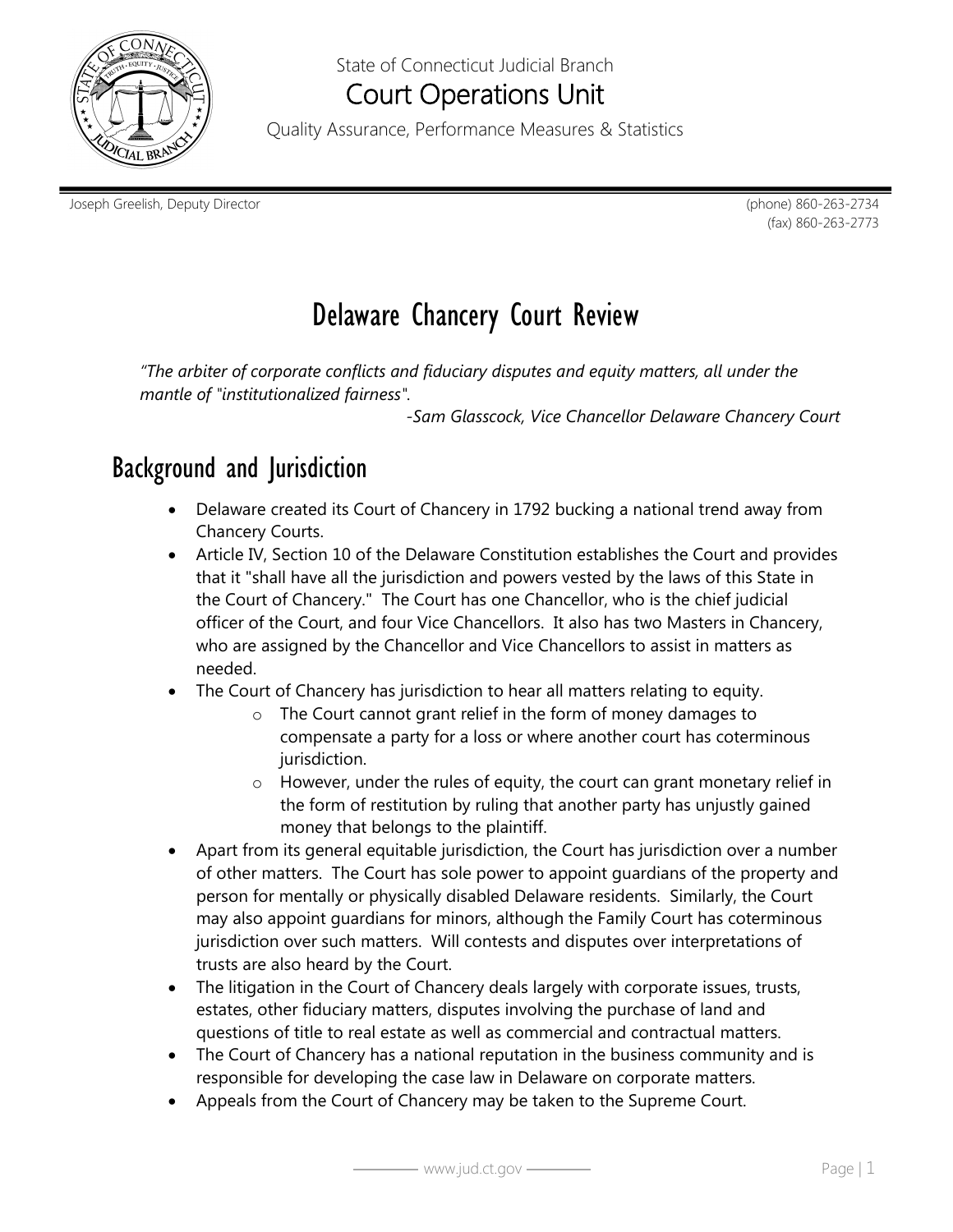State of Connecticut Judicial Branch

Court Operations Unit

Quality Assurance, Performance Measures & Statistics

Joseph Greelish, Deputy Director

(phone) 860-263-2734
(fax) 860-263-2773

# Delaware Chancery Court Review

*"The arbiter of corporate conflicts and fiduciary disputes and equity matters, all under the mantle of "institutionalized fairness".*

*-Sam Glasscock, Vice Chancellor Delaware Chancery Court*

## Background and Jurisdiction

- Delaware created its Court of Chancery in 1792 bucking a national trend away from Chancery Courts.
- Article IV, Section 10 of the Delaware Constitution establishes the Court and provides that it "shall have all the jurisdiction and powers vested by the laws of this State in the Court of Chancery." The Court has one Chancellor, who is the chief judicial officer of the Court, and four Vice Chancellors. It also has two Masters in Chancery, who are assigned by the Chancellor and Vice Chancellors to assist in matters as needed.
- The Court of Chancery has jurisdiction to hear all matters relating to equity.
    - The Court cannot grant relief in the form of money damages to compensate a party for a loss or where another court has coterminous jurisdiction.
    - However, under the rules of equity, the court can grant monetary relief in the form of restitution by ruling that another party has unjustly gained money that belongs to the plaintiff.
- Apart from its general equitable jurisdiction, the Court has jurisdiction over a number of other matters. The Court has sole power to appoint guardians of the property and person for mentally or physically disabled Delaware residents. Similarly, the Court may also appoint guardians for minors, although the Family Court has coterminous jurisdiction over such matters. Will contests and disputes over interpretations of trusts are also heard by the Court.
- The litigation in the Court of Chancery deals largely with corporate issues, trusts, estates, other fiduciary matters, disputes involving the purchase of land and questions of title to real estate as well as commercial and contractual matters.
- The Court of Chancery has a national reputation in the business community and is responsible for developing the case law in Delaware on corporate matters.
- Appeals from the Court of Chancery may be taken to the Supreme Court.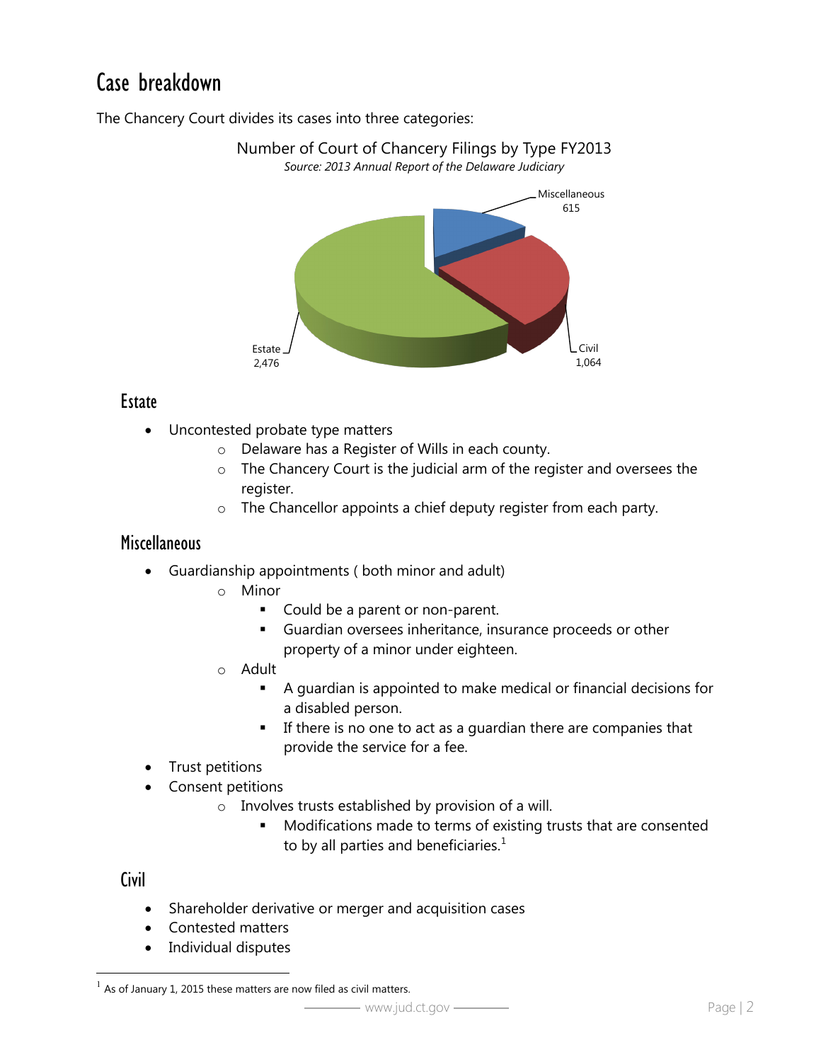# Case breakdown

The Chancery Court divides its cases into three categories:

Number of Court of Chancery Filings by Type FY2013

*Source: 2013 Annual Report of the Delaware Judiciary*

Miscellaneous 615

Civil 1,064

Estate 2,476

## Estate

- Uncontested probate type matters
  - Delaware has a Register of Wills in each county.
  - The Chancery Court is the judicial arm of the register and oversees the register.
  - The Chancellor appoints a chief deputy register from each party.

## Miscellaneous

- Guardianship appointments ( both minor and adult)
  - Minor
    - Could be a parent or non-parent.
    - Guardian oversees inheritance, insurance proceeds or other property of a minor under eighteen.
  - Adult
    - A guardian is appointed to make medical or financial decisions for a disabled person.
    - If there is no one to act as a guardian there are companies that provide the service for a fee.
- Trust petitions
- Consent petitions
  - Involves trusts established by provision of a will.
    - Modifications made to terms of existing trusts that are consented to by all parties and beneficiaries.[1]

## Civil

- Shareholder derivative or merger and acquisition cases
- Contested matters
- Individual disputes

[1] As of January 1, 2015 these matters are now filed as civil matters.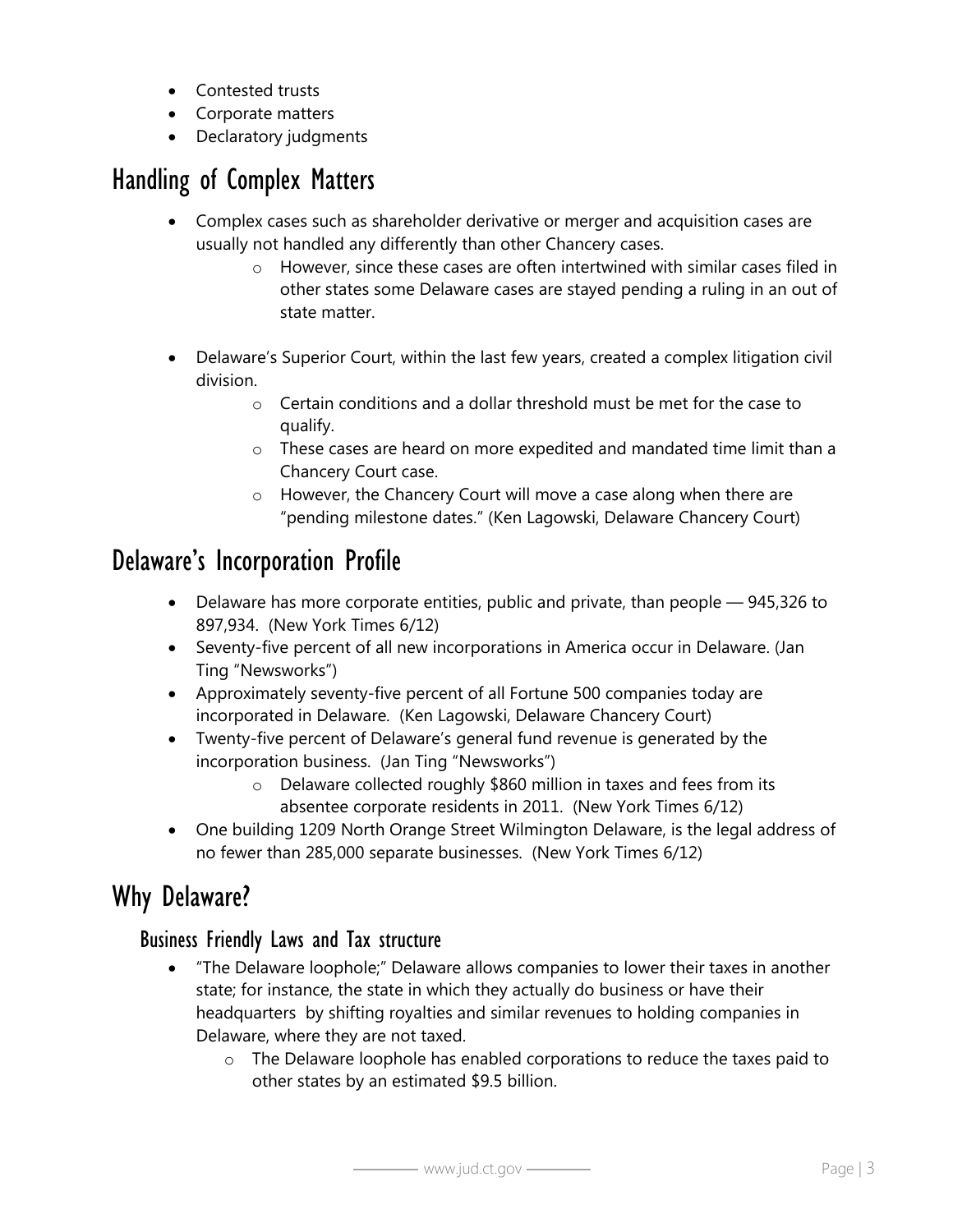- Contested trusts
- Corporate matters
- Declaratory judgments

## Handling of Complex Matters

- Complex cases such as shareholder derivative or merger and acquisition cases are usually not handled any differently than other Chancery cases.
    - However, since these cases are often intertwined with similar cases filed in other states some Delaware cases are stayed pending a ruling in an out of state matter.

- Delaware's Superior Court, within the last few years, created a complex litigation civil division.
    - Certain conditions and a dollar threshold must be met for the case to qualify.
    - These cases are heard on more expedited and mandated time limit than a Chancery Court case.
    - However, the Chancery Court will move a case along when there are "pending milestone dates." (Ken Lagowski, Delaware Chancery Court)

## Delaware's Incorporation Profile

- Delaware has more corporate entities, public and private, than people — 945,326 to 897,934. (New York Times 6/12)
- Seventy-five percent of all new incorporations in America occur in Delaware. (Jan Ting "Newsworks")
- Approximately seventy-five percent of all Fortune 500 companies today are incorporated in Delaware. (Ken Lagowski, Delaware Chancery Court)
- Twenty-five percent of Delaware's general fund revenue is generated by the incorporation business. (Jan Ting "Newsworks")
    - Delaware collected roughly $860 million in taxes and fees from its absentee corporate residents in 2011. (New York Times 6/12)
- One building 1209 North Orange Street Wilmington Delaware, is the legal address of no fewer than 285,000 separate businesses. (New York Times 6/12)

## Why Delaware?

### Business Friendly Laws and Tax structure

- "The Delaware loophole;" Delaware allows companies to lower their taxes in another state; for instance, the state in which they actually do business or have their headquarters by shifting royalties and similar revenues to holding companies in Delaware, where they are not taxed.
    - The Delaware loophole has enabled corporations to reduce the taxes paid to other states by an estimated $9.5 billion.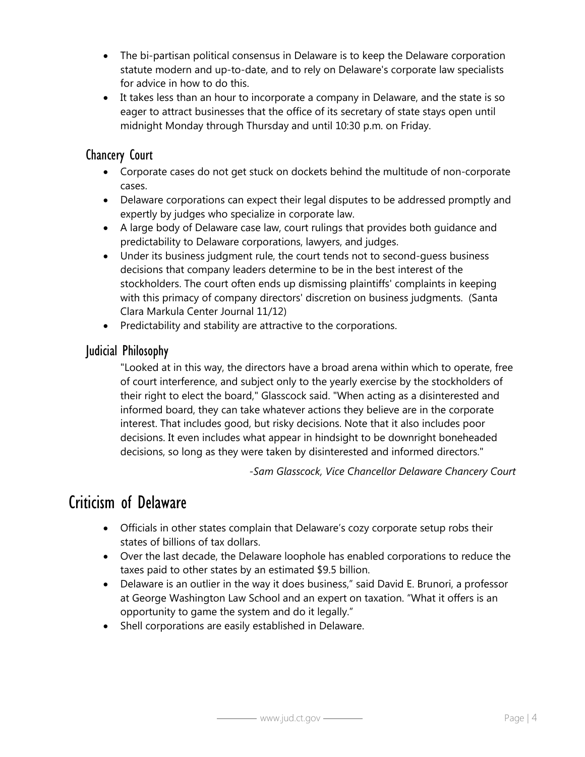- The bi-partisan political consensus in Delaware is to keep the Delaware corporation statute modern and up-to-date, and to rely on Delaware's corporate law specialists for advice in how to do this.
- It takes less than an hour to incorporate a company in Delaware, and the state is so eager to attract businesses that the office of its secretary of state stays open until midnight Monday through Thursday and until 10:30 p.m. on Friday.

### Chancery Court

- Corporate cases do not get stuck on dockets behind the multitude of non-corporate cases.
- Delaware corporations can expect their legal disputes to be addressed promptly and expertly by judges who specialize in corporate law.
- A large body of Delaware case law, court rulings that provides both guidance and predictability to Delaware corporations, lawyers, and judges.
- Under its business judgment rule, the court tends not to second-guess business decisions that company leaders determine to be in the best interest of the stockholders. The court often ends up dismissing plaintiffs' complaints in keeping with this primacy of company directors' discretion on business judgments. (Santa Clara Markula Center Journal 11/12)
- Predictability and stability are attractive to the corporations.

### Judicial Philosophy

"Looked at in this way, the directors have a broad arena within which to operate, free of court interference, and subject only to the yearly exercise by the stockholders of their right to elect the board," Glasscock said. "When acting as a disinterested and informed board, they can take whatever actions they believe are in the corporate interest. That includes good, but risky decisions. Note that it also includes poor decisions. It even includes what appear in hindsight to be downright boneheaded decisions, so long as they were taken by disinterested and informed directors."

*-Sam Glasscock, Vice Chancellor Delaware Chancery Court*

## Criticism of Delaware

- Officials in other states complain that Delaware's cozy corporate setup robs their states of billions of tax dollars.
- Over the last decade, the Delaware loophole has enabled corporations to reduce the taxes paid to other states by an estimated $9.5 billion.
- Delaware is an outlier in the way it does business," said David E. Brunori, a professor at George Washington Law School and an expert on taxation. "What it offers is an opportunity to game the system and do it legally."
- Shell corporations are easily established in Delaware.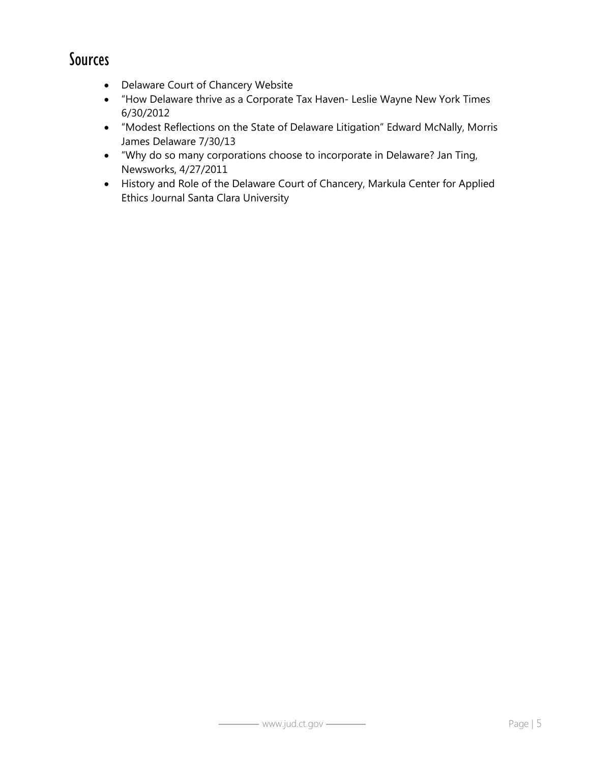## Sources

- Delaware Court of Chancery Website
- "How Delaware thrive as a Corporate Tax Haven- Leslie Wayne New York Times 6/30/2012
- "Modest Reflections on the State of Delaware Litigation" Edward McNally, Morris James Delaware 7/30/13
- "Why do so many corporations choose to incorporate in Delaware? Jan Ting, Newsworks, 4/27/2011
- History and Role of the Delaware Court of Chancery, Markula Center for Applied Ethics Journal Santa Clara University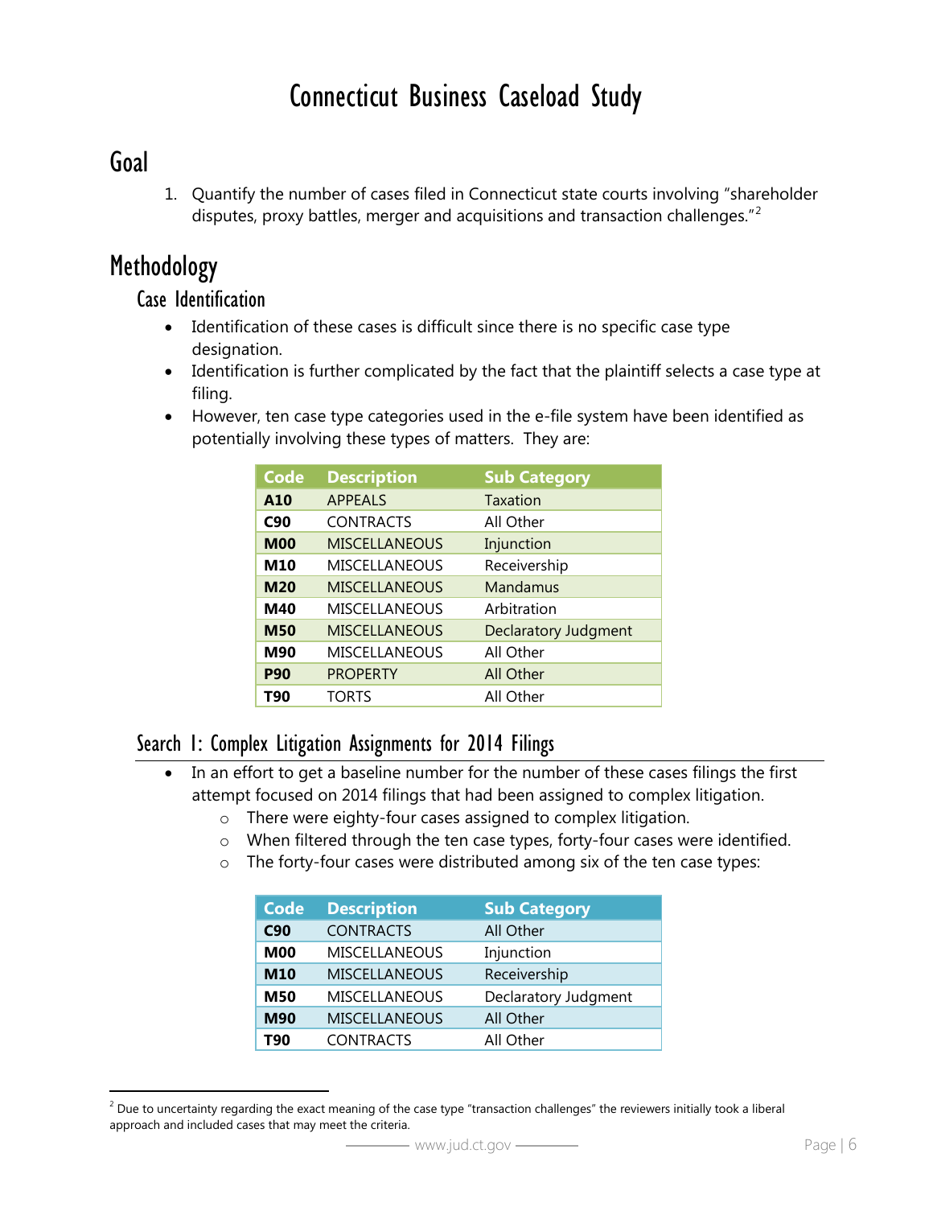# Connecticut Business Caseload Study

## Goal

1. Quantify the number of cases filed in Connecticut state courts involving "shareholder disputes, proxy battles, merger and acquisitions and transaction challenges."[2]

## Methodology

### Case Identification

- Identification of these cases is difficult since there is no specific case type designation.
- Identification is further complicated by the fact that the plaintiff selects a case type at filing.
- However, ten case type categories used in the e-file system have been identified as potentially involving these types of matters. They are:

| Code | Description | Sub Category |
|---|---|---|
| **A10** | APPEALS | Taxation |
| **C90** | CONTRACTS | All Other |
| **M00** | MISCELLANEOUS | Injunction |
| **M10** | MISCELLANEOUS | Receivership |
| **M20** | MISCELLANEOUS | Mandamus |
| **M40** | MISCELLANEOUS | Arbitration |
| **M50** | MISCELLANEOUS | Declaratory Judgment |
| **M90** | MISCELLANEOUS | All Other |
| **P90** | PROPERTY | All Other |
| **T90** | TORTS | All Other |

### Search 1: Complex Litigation Assignments for 2014 Filings

- In an effort to get a baseline number for the number of these cases filings the first attempt focused on 2014 filings that had been assigned to complex litigation.
  - There were eighty-four cases assigned to complex litigation.
  - When filtered through the ten case types, forty-four cases were identified.
  - The forty-four cases were distributed among six of the ten case types:

| Code | Description | Sub Category |
|---|---|---|
| **C90** | CONTRACTS | All Other |
| **M00** | MISCELLANEOUS | Injunction |
| **M10** | MISCELLANEOUS | Receivership |
| **M50** | MISCELLANEOUS | Declaratory Judgment |
| **M90** | MISCELLANEOUS | All Other |
| **T90** | CONTRACTS | All Other |

[2] Due to uncertainty regarding the exact meaning of the case type "transaction challenges" the reviewers initially took a liberal approach and included cases that may meet the criteria.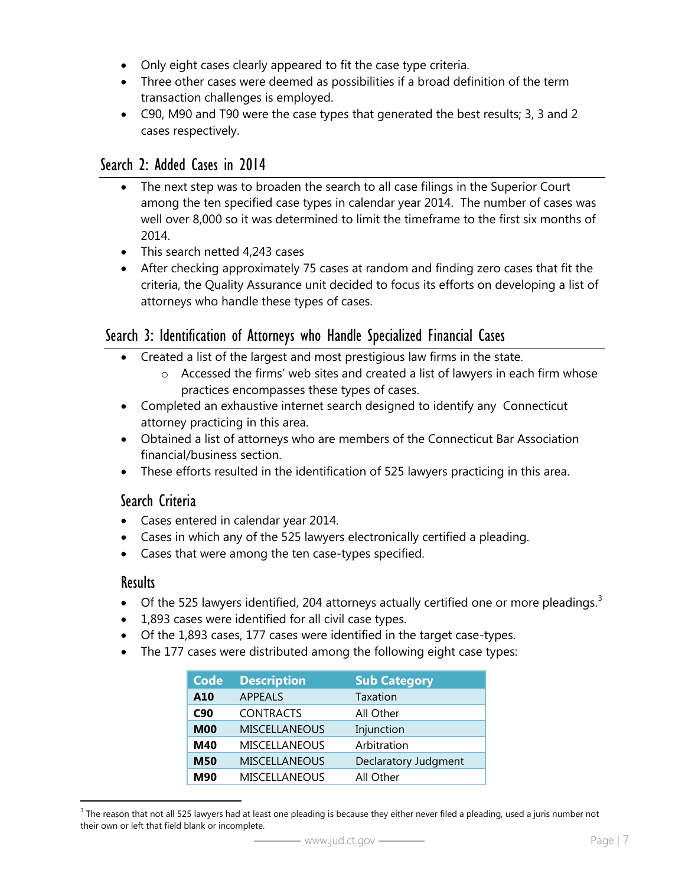- Only eight cases clearly appeared to fit the case type criteria.
- Three other cases were deemed as possibilities if a broad definition of the term transaction challenges is employed.
- C90, M90 and T90 were the case types that generated the best results; 3, 3 and 2 cases respectively.

## Search 2: Added Cases in 2014

- The next step was to broaden the search to all case filings in the Superior Court among the ten specified case types in calendar year 2014. The number of cases was well over 8,000 so it was determined to limit the timeframe to the first six months of 2014.
- This search netted 4,243 cases
- After checking approximately 75 cases at random and finding zero cases that fit the criteria, the Quality Assurance unit decided to focus its efforts on developing a list of attorneys who handle these types of cases.

## Search 3: Identification of Attorneys who Handle Specialized Financial Cases

- Created a list of the largest and most prestigious law firms in the state.
  - Accessed the firms' web sites and created a list of lawyers in each firm whose practices encompasses these types of cases.
- Completed an exhaustive internet search designed to identify any Connecticut attorney practicing in this area.
- Obtained a list of attorneys who are members of the Connecticut Bar Association financial/business section.
- These efforts resulted in the identification of 525 lawyers practicing in this area.

### Search Criteria

- Cases entered in calendar year 2014.
- Cases in which any of the 525 lawyers electronically certified a pleading.
- Cases that were among the ten case-types specified.

### Results

- Of the 525 lawyers identified, 204 attorneys actually certified one or more pleadings.[3]
- 1,893 cases were identified for all civil case types.
- Of the 1,893 cases, 177 cases were identified in the target case-types.
- The 177 cases were distributed among the following eight case types:

| Code | Description | Sub Category |
|---|---|---|
| **A10** | APPEALS | Taxation |
| **C90** | CONTRACTS | All Other |
| **M00** | MISCELLANEOUS | Injunction |
| **M40** | MISCELLANEOUS | Arbitration |
| **M50** | MISCELLANEOUS | Declaratory Judgment |
| **M90** | MISCELLANEOUS | All Other |

[3] The reason that not all 525 lawyers had at least one pleading is because they either never filed a pleading, used a juris number not their own or left that field blank or incomplete.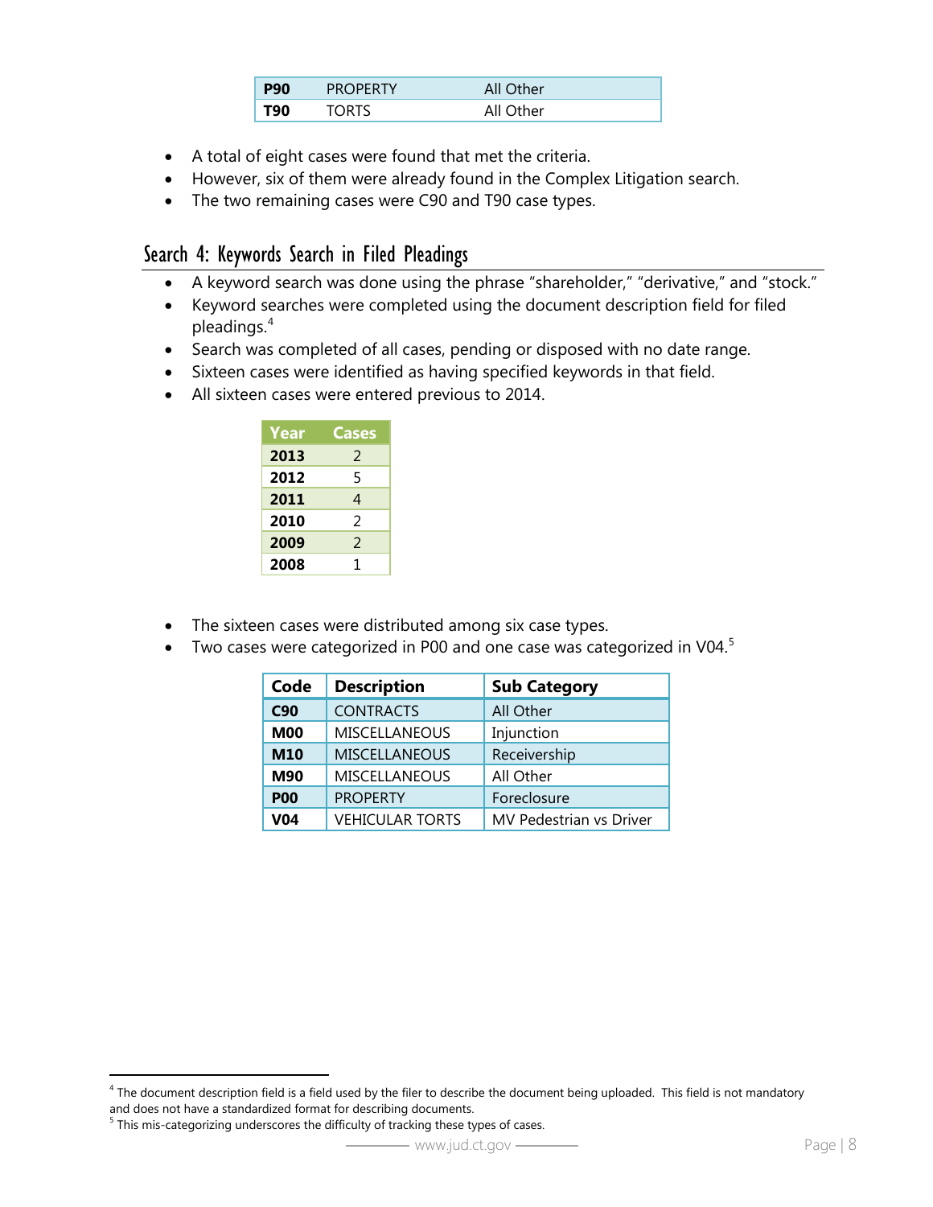| | | |
|---|---|---|
| **P90** | PROPERTY | All Other |
| **T90** | TORTS | All Other |

- A total of eight cases were found that met the criteria.
- However, six of them were already found in the Complex Litigation search.
- The two remaining cases were C90 and T90 case types.

## Search 4: Keywords Search in Filed Pleadings

- A keyword search was done using the phrase "shareholder," "derivative," and "stock."
- Keyword searches were completed using the document description field for filed pleadings.[4]
- Search was completed of all cases, pending or disposed with no date range.
- Sixteen cases were identified as having specified keywords in that field.
- All sixteen cases were entered previous to 2014.

| Year | Cases |
|---|---|
| **2013** | 2 |
| **2012** | 5 |
| **2011** | 4 |
| **2010** | 2 |
| **2009** | 2 |
| **2008** | 1 |

- The sixteen cases were distributed among six case types.
- Two cases were categorized in P00 and one case was categorized in V04.[5]

| Code | Description | Sub Category |
|---|---|---|
| **C90** | CONTRACTS | All Other |
| **M00** | MISCELLANEOUS | Injunction |
| **M10** | MISCELLANEOUS | Receivership |
| **M90** | MISCELLANEOUS | All Other |
| **P00** | PROPERTY | Foreclosure |
| **V04** | VEHICULAR TORTS | MV Pedestrian vs Driver |

[4] The document description field is a field used by the filer to describe the document being uploaded. This field is not mandatory and does not have a standardized format for describing documents.

[5] This mis-categorizing underscores the difficulty of tracking these types of cases.